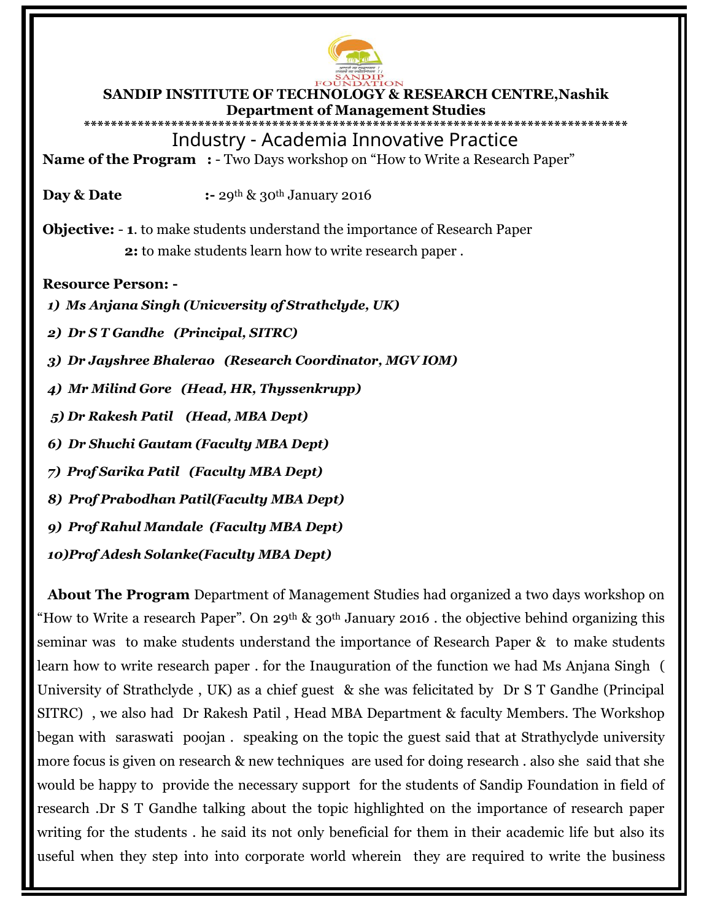**SANDIP INSTITUTE OF TECHNOLOGY & RESEARCH CENTRE,Nashik**

**Department of Management Studies**

*****************************************************************************

# Industry - Academia Innovative Practice

**Name of the Program** **:** - Two Days workshop on "How to Write a Research Paper"

**Day & Date** **:-** 29th & 30th January 2016

**Objective:** - **1**. to make students understand the importance of Research Paper

**2:** to make students learn how to write research paper .

**Resource Person: -**

1) ***Ms Anjana Singh (Unicversity of Strathclyde, UK)***
2) ***Dr S T Gandhe (Principal, SITRC)***
3) ***Dr Jayshree Bhalerao (Research Coordinator, MGV IOM)***
4) ***Mr Milind Gore (Head, HR, Thyssenkrupp)***
5) ***Dr Rakesh Patil (Head, MBA Dept)***
6) ***Dr Shuchi Gautam (Faculty MBA Dept)***
7) ***Prof Sarika Patil (Faculty MBA Dept)***
8) ***Prof Prabodhan Patil(Faculty MBA Dept)***
9) ***Prof Rahul Mandale (Faculty MBA Dept)***
10) ***Prof Adesh Solanke(Faculty MBA Dept)***

**About The Program** Department of Management Studies had organized a two days workshop on "How to Write a research Paper". On 29th & 30th January 2016 . the objective behind organizing this seminar was to make students understand the importance of Research Paper & to make students learn how to write research paper . for the Inauguration of the function we had Ms Anjana Singh ( University of Strathclyde , UK) as a chief guest & she was felicitated by Dr S T Gandhe (Principal SITRC) , we also had Dr Rakesh Patil , Head MBA Department & faculty Members. The Workshop began with saraswati poojan . speaking on the topic the guest said that at Strathyclyde university more focus is given on research & new techniques are used for doing research . also she said that she would be happy to provide the necessary support for the students of Sandip Foundation in field of research .Dr S T Gandhe talking about the topic highlighted on the importance of research paper writing for the students . he said its not only beneficial for them in their academic life but also its useful when they step into into corporate world wherein they are required to write the business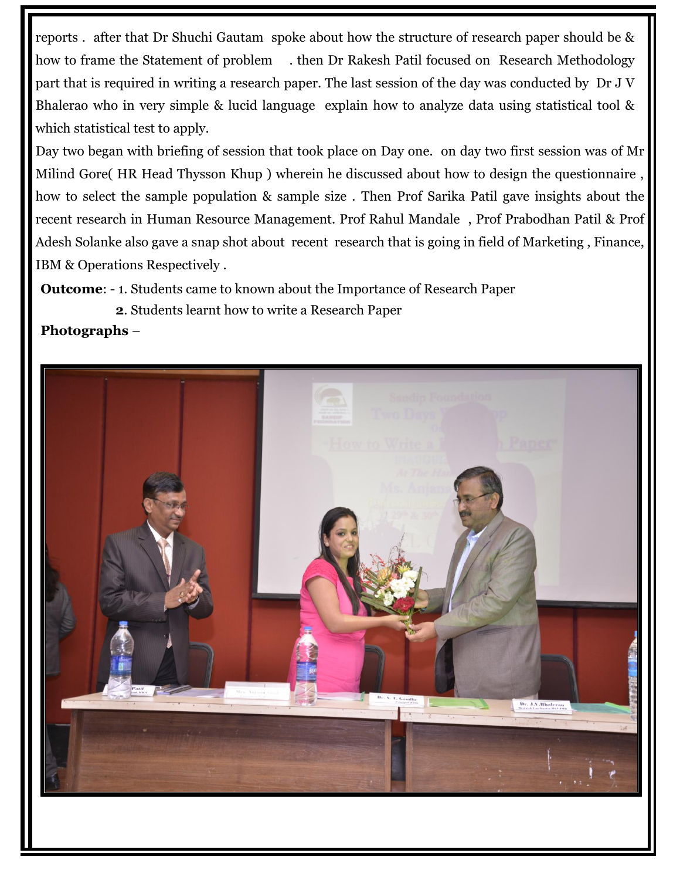reports . after that Dr Shuchi Gautam spoke about how the structure of research paper should be & how to frame the Statement of problem . then Dr Rakesh Patil focused on Research Methodology part that is required in writing a research paper. The last session of the day was conducted by Dr J V Bhalerao who in very simple & lucid language explain how to analyze data using statistical tool & which statistical test to apply.

Day two began with briefing of session that took place on Day one. on day two first session was of Mr Milind Gore( HR Head Thysson Khup ) wherein he discussed about how to design the questionnaire , how to select the sample population & sample size . Then Prof Sarika Patil gave insights about the recent research in Human Resource Management. Prof Rahul Mandale , Prof Prabodhan Patil & Prof Adesh Solanke also gave a snap shot about recent research that is going in field of Marketing , Finance, IBM & Operations Respectively .

**Outcome**: - 1. Students came to known about the Importance of Research Paper

**2**. Students learnt how to write a Research Paper

**Photographs** –